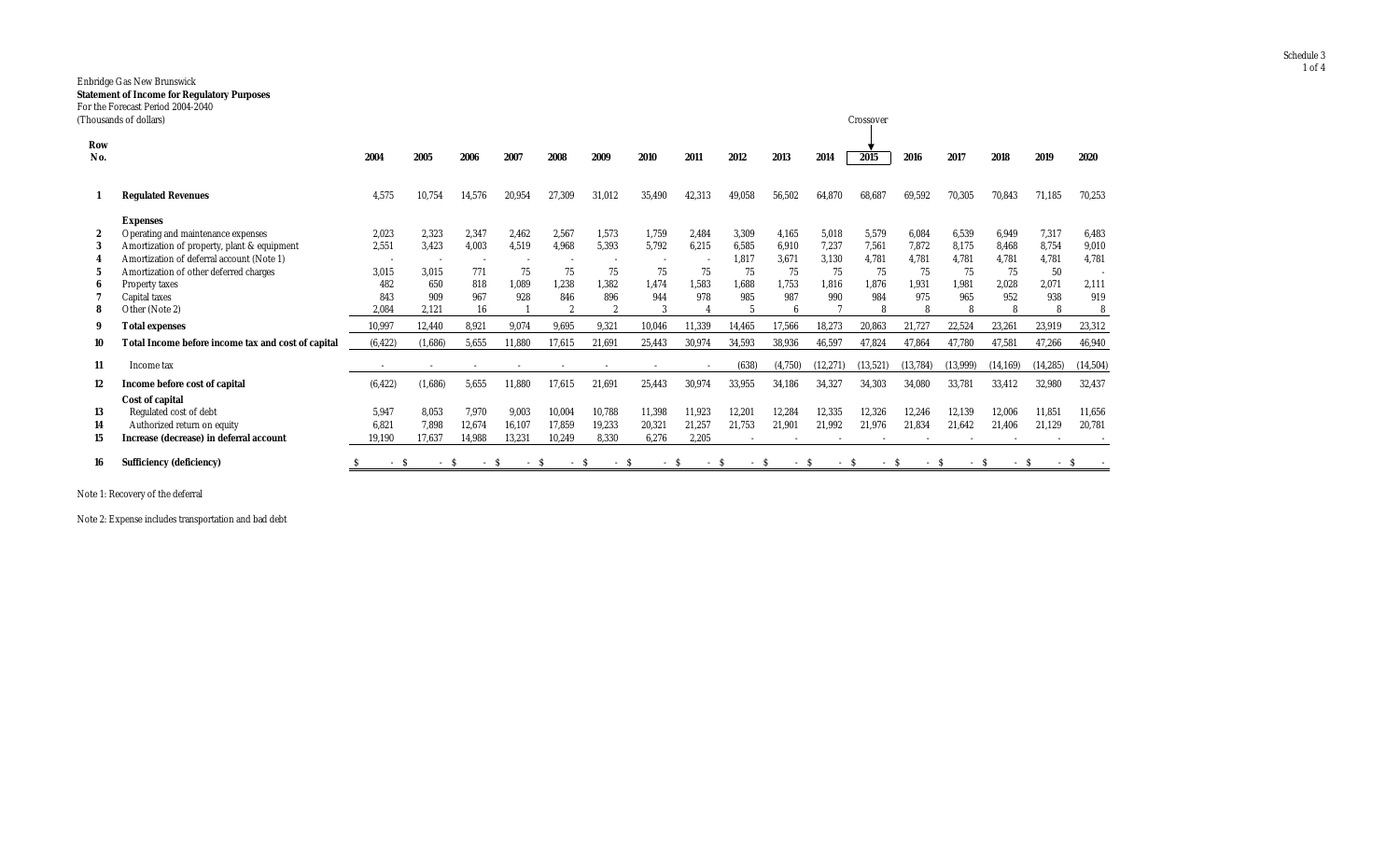Enbridge Gas New Brunswick
**Statement of Income for Regulatory Purposes**
For the Forecast Period 2004-2040
(Thousands of dollars)

| Row No. | | 2004 | 2005 | 2006 | 2007 | 2008 | 2009 | 2010 | 2011 | 2012 | 2013 | 2014 | 2015 (Crossover) | 2016 | 2017 | 2018 | 2019 | 2020 |
|---|---|---|---|---|---|---|---|---|---|---|---|---|---|---|---|---|---|---|
| 1 | **Regulated Revenues** | 4,575 | 10,754 | 14,576 | 20,954 | 27,309 | 31,012 | 35,490 | 42,313 | 49,058 | 56,502 | 64,870 | 68,687 | 69,592 | 70,305 | 70,843 | 71,185 | 70,253 |
| | **Expenses** | | | | | | | | | | | | | | | | | |
| 2 | Operating and maintenance expenses | 2,023 | 2,323 | 2,347 | 2,462 | 2,567 | 1,573 | 1,759 | 2,484 | 3,309 | 4,165 | 5,018 | 5,579 | 6,084 | 6,539 | 6,949 | 7,317 | 6,483 |
| 3 | Amortization of property, plant & equipment | 2,551 | 3,423 | 4,003 | 4,519 | 4,968 | 5,393 | 5,792 | 6,215 | 6,585 | 6,910 | 7,237 | 7,561 | 7,872 | 8,175 | 8,468 | 8,754 | 9,010 |
| 4 | Amortization of deferral account (Note 1) | - | - | - | - | - | - | - | - | 1,817 | 3,671 | 3,130 | 4,781 | 4,781 | 4,781 | 4,781 | 4,781 | 4,781 |
| 5 | Amortization of other deferred charges | 3,015 | 3,015 | 771 | 75 | 75 | 75 | 75 | 75 | 75 | 75 | 75 | 75 | 75 | 75 | 75 | 50 | - |
| 6 | Property taxes | 482 | 650 | 818 | 1,089 | 1,238 | 1,382 | 1,474 | 1,583 | 1,688 | 1,753 | 1,816 | 1,876 | 1,931 | 1,981 | 2,028 | 2,071 | 2,111 |
| 7 | Capital taxes | 843 | 909 | 967 | 928 | 846 | 896 | 944 | 978 | 985 | 987 | 990 | 984 | 975 | 965 | 952 | 938 | 919 |
| 8 | Other (Note 2) | 2,084 | 2,121 | 16 | 1 | 2 | 2 | 3 | 4 | 5 | 6 | 7 | 8 | 8 | 8 | 8 | 8 | 8 |
| 9 | **Total expenses** | 10,997 | 12,440 | 8,921 | 9,074 | 9,695 | 9,321 | 10,046 | 11,339 | 14,465 | 17,566 | 18,273 | 20,863 | 21,727 | 22,524 | 23,261 | 23,919 | 23,312 |
| 10 | **Total Income before income tax and cost of capital** | (6,422) | (1,686) | 5,655 | 11,880 | 17,615 | 21,691 | 25,443 | 30,974 | 34,593 | 38,936 | 46,597 | 47,824 | 47,864 | 47,780 | 47,581 | 47,266 | 46,940 |
| 11 | Income tax | - | - | - | - | - | - | - | - | (638) | (4,750) | (12,271) | (13,521) | (13,784) | (13,999) | (14,169) | (14,285) | (14,504) |
| 12 | **Income before cost of capital** | (6,422) | (1,686) | 5,655 | 11,880 | 17,615 | 21,691 | 25,443 | 30,974 | 33,955 | 34,186 | 34,327 | 34,303 | 34,080 | 33,781 | 33,412 | 32,980 | 32,437 |
| | **Cost of capital** | | | | | | | | | | | | | | | | | |
| 13 | Regulated cost of debt | 5,947 | 8,053 | 7,970 | 9,003 | 10,004 | 10,788 | 11,398 | 11,923 | 12,201 | 12,284 | 12,335 | 12,326 | 12,246 | 12,139 | 12,006 | 11,851 | 11,656 |
| 14 | Authorized return on equity | 6,821 | 7,898 | 12,674 | 16,107 | 17,859 | 19,233 | 20,321 | 21,257 | 21,753 | 21,901 | 21,992 | 21,976 | 21,834 | 21,642 | 21,406 | 21,129 | 20,781 |
| 15 | **Increase (decrease) in deferral account** | 19,190 | 17,637 | 14,988 | 13,231 | 10,249 | 8,330 | 6,276 | 2,205 | - | - | - | - | - | - | - | - | - |
| 16 | **Sufficiency (deficiency)** | $ - | $ - | $ - | $ - | $ - | $ - | $ - | $ - | $ - | $ - | $ - | $ - | $ - | $ - | $ - | $ - | $ - |

Note 1: Recovery of the deferral

Note 2: Expense includes transportation and bad debt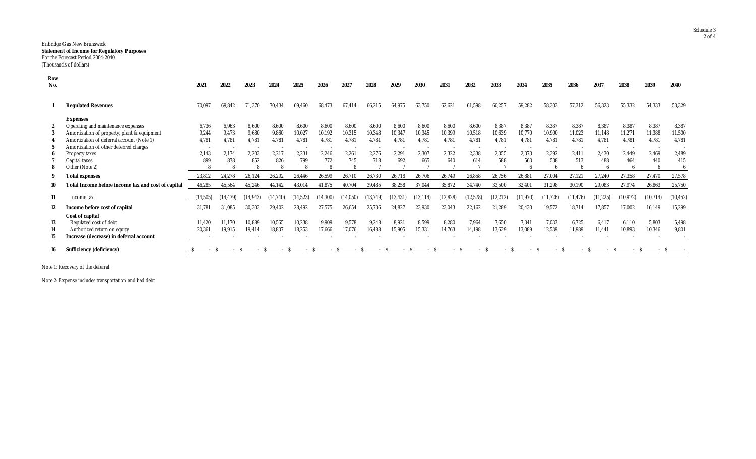Enbridge Gas New Brunswick
**Statement of Income for Regulatory Purposes**
For the Forecast Period 2004-2040
(Thousands of dollars)

| Row No. | | 2021 | 2022 | 2023 | 2024 | 2025 | 2026 | 2027 | 2028 | 2029 | 2030 | 2031 | 2032 | 2033 | 2034 | 2035 | 2036 | 2037 | 2038 | 2039 | 2040 |
|---|---|---|---|---|---|---|---|---|---|---|---|---|---|---|---|---|---|---|---|---|---|
| **1** | **Regulated Revenues** | 70,097 | 69,842 | 71,370 | 70,434 | 69,460 | 68,473 | 67,414 | 66,215 | 64,975 | 63,750 | 62,621 | 61,598 | 60,257 | 59,282 | 58,303 | 57,312 | 56,323 | 55,332 | 54,333 | 53,329 |
| | **Expenses** | | | | | | | | | | | | | | | | | | | | |
| **2** | Operating and maintenance expenses | 6,736 | 6,963 | 8,600 | 8,600 | 8,600 | 8,600 | 8,600 | 8,600 | 8,600 | 8,600 | 8,600 | 8,600 | 8,387 | 8,387 | 8,387 | 8,387 | 8,387 | 8,387 | 8,387 | 8,387 |
| **3** | Amortization of property, plant & equipment | 9,244 | 9,473 | 9,680 | 9,860 | 10,027 | 10,192 | 10,315 | 10,348 | 10,347 | 10,345 | 10,399 | 10,518 | 10,639 | 10,770 | 10,900 | 11,023 | 11,148 | 11,271 | 11,388 | 11,500 |
| **4** | Amortization of deferral account (Note 1) | 4,781 | 4,781 | 4,781 | 4,781 | 4,781 | 4,781 | 4,781 | 4,781 | 4,781 | 4,781 | 4,781 | 4,781 | 4,781 | 4,781 | 4,781 | 4,781 | 4,781 | 4,781 | 4,781 | 4,781 |
| **5** | Amortization of other deferred charges | - | - | - | - | - | - | - | - | - | - | - | - | - | - | - | - | - | - | - | - |
| **6** | Property taxes | 2,143 | 2,174 | 2,203 | 2,217 | 2,231 | 2,246 | 2,261 | 2,276 | 2,291 | 2,307 | 2,322 | 2,338 | 2,355 | 2,373 | 2,392 | 2,411 | 2,430 | 2,449 | 2,469 | 2,489 |
| **7** | Capital taxes | 899 | 878 | 852 | 826 | 799 | 772 | 745 | 718 | 692 | 665 | 640 | 614 | 588 | 563 | 538 | 513 | 488 | 464 | 440 | 415 |
| **8** | Other (Note 2) | 8 | 8 | 8 | 8 | 8 | 8 | 8 | 7 | 7 | 7 | 7 | 7 | 7 | 6 | 6 | 6 | 6 | 6 | 6 | 6 |
| **9** | **Total expenses** | 23,812 | 24,278 | 26,124 | 26,292 | 26,446 | 26,599 | 26,710 | 26,730 | 26,718 | 26,706 | 26,749 | 26,858 | 26,756 | 26,881 | 27,004 | 27,121 | 27,240 | 27,358 | 27,470 | 27,578 |
| **10** | **Total Income before income tax and cost of capital** | 46,285 | 45,564 | 45,246 | 44,142 | 43,014 | 41,875 | 40,704 | 39,485 | 38,258 | 37,044 | 35,872 | 34,740 | 33,500 | 32,401 | 31,298 | 30,190 | 29,083 | 27,974 | 26,863 | 25,750 |
| **11** | Income tax | (14,505) | (14,479) | (14,943) | (14,740) | (14,523) | (14,300) | (14,050) | (13,749) | (13,431) | (13,114) | (12,828) | (12,578) | (12,212) | (11,970) | (11,726) | (11,476) | (11,225) | (10,972) | (10,714) | (10,452) |
| **12** | **Income before cost of capital** | 31,781 | 31,085 | 30,303 | 29,402 | 28,492 | 27,575 | 26,654 | 25,736 | 24,827 | 23,930 | 23,043 | 22,162 | 21,289 | 20,430 | 19,572 | 18,714 | 17,857 | 17,002 | 16,149 | 15,299 |
| | **Cost of capital** | | | | | | | | | | | | | | | | | | | | |
| **13** | Regulated cost of debt | 11,420 | 11,170 | 10,889 | 10,565 | 10,238 | 9,909 | 9,578 | 9,248 | 8,921 | 8,599 | 8,280 | 7,964 | 7,650 | 7,341 | 7,033 | 6,725 | 6,417 | 6,110 | 5,803 | 5,498 |
| **14** | Authorized return on equity | 20,361 | 19,915 | 19,414 | 18,837 | 18,253 | 17,666 | 17,076 | 16,488 | 15,905 | 15,331 | 14,763 | 14,198 | 13,639 | 13,089 | 12,539 | 11,989 | 11,441 | 10,893 | 10,346 | 9,801 |
| **15** | **Increase (decrease) in deferral account** | - | - | - | - | - | - | - | - | - | - | - | - | - | - | - | - | - | - | - | - |
| **16** | **Sufficiency (deficiency)** | $ - | $ - | $ - | $ - | $ - | $ - | $ - | $ - | $ - | $ - | $ - | $ - | $ - | $ - | $ - | $ - | $ - | $ - | $ - | $ - |

Note 1: Recovery of the deferral

Note 2: Expense includes transportation and bad debt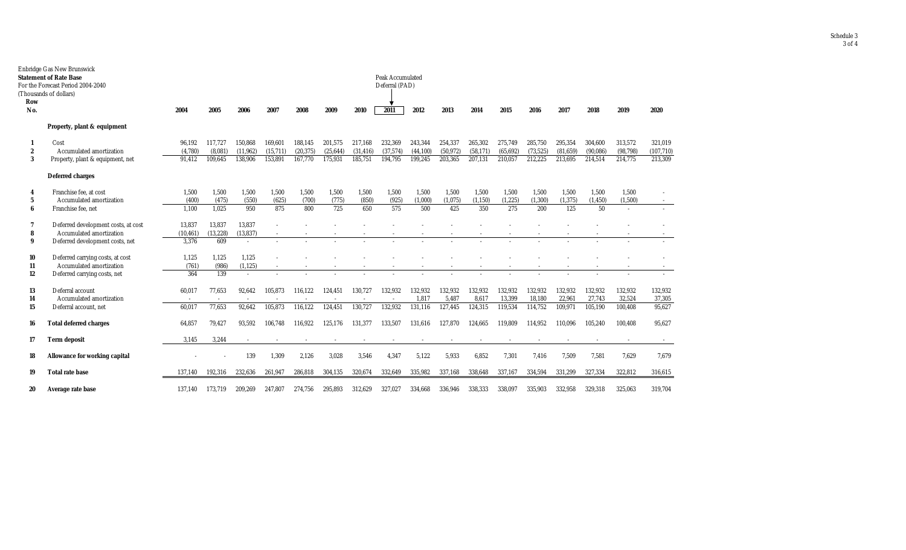Enbridge Gas New Brunswick
**Statement of Rate Base**
For the Forecast Period 2004-2040
(Thousands of dollars)

Peak Accumulated Deferral (PAD) → 2011

| Row No. | | 2004 | 2005 | 2006 | 2007 | 2008 | 2009 | 2010 | 2011 | 2012 | 2013 | 2014 | 2015 | 2016 | 2017 | 2018 | 2019 | 2020 |
|---|---|---|---|---|---|---|---|---|---|---|---|---|---|---|---|---|---|---|
| | **Property, plant & equipment** | | | | | | | | | | | | | | | | | |
| 1 | Cost | 96,192 | 117,727 | 150,868 | 169,601 | 188,145 | 201,575 | 217,168 | 232,369 | 243,344 | 254,337 | 265,302 | 275,749 | 285,750 | 295,354 | 304,600 | 313,572 | 321,019 |
| 2 | Accumulated amortization | (4,780) | (8,081) | (11,962) | (15,711) | (20,375) | (25,644) | (31,416) | (37,574) | (44,100) | (50,972) | (58,171) | (65,692) | (73,525) | (81,659) | (90,086) | (98,798) | (107,710) |
| 3 | Property, plant & equipment, net | 91,412 | 109,645 | 138,906 | 153,891 | 167,770 | 175,931 | 185,751 | 194,795 | 199,245 | 203,365 | 207,131 | 210,057 | 212,225 | 213,695 | 214,514 | 214,775 | 213,309 |
| | **Deferred charges** | | | | | | | | | | | | | | | | | |
| 4 | Franchise fee, at cost | 1,500 | 1,500 | 1,500 | 1,500 | 1,500 | 1,500 | 1,500 | 1,500 | 1,500 | 1,500 | 1,500 | 1,500 | 1,500 | 1,500 | 1,500 | 1,500 | - |
| 5 | Accumulated amortization | (400) | (475) | (550) | (625) | (700) | (775) | (850) | (925) | (1,000) | (1,075) | (1,150) | (1,225) | (1,300) | (1,375) | (1,450) | (1,500) | - |
| 6 | Franchise fee, net | 1,100 | 1,025 | 950 | 875 | 800 | 725 | 650 | 575 | 500 | 425 | 350 | 275 | 200 | 125 | 50 | - | - |
| 7 | Deferred development costs, at cost | 13,837 | 13,837 | 13,837 | - | - | - | - | - | - | - | - | - | - | - | - | - | - |
| 8 | Accumulated amortization | (10,461) | (13,228) | (13,837) | - | - | - | - | - | - | - | - | - | - | - | - | - | - |
| 9 | Deferred development costs, net | 3,376 | 609 | - | - | - | - | - | - | - | - | - | - | - | - | - | - | - |
| 10 | Deferred carrying costs, at cost | 1,125 | 1,125 | 1,125 | - | - | - | - | - | - | - | - | - | - | - | - | - | - |
| 11 | Accumulated amortization | (761) | (986) | (1,125) | - | - | - | - | - | - | - | - | - | - | - | - | - | - |
| 12 | Deferred carrying costs, net | 364 | 139 | - | - | - | - | - | - | - | - | - | - | - | - | - | - | - |
| 13 | Deferral account | 60,017 | 77,653 | 92,642 | 105,873 | 116,122 | 124,451 | 130,727 | 132,932 | 132,932 | 132,932 | 132,932 | 132,932 | 132,932 | 132,932 | 132,932 | 132,932 | 132,932 |
| 14 | Accumulated amortization | - | - | - | - | - | - | - | - | 1,817 | 5,487 | 8,617 | 13,399 | 18,180 | 22,961 | 27,743 | 32,524 | 37,305 |
| 15 | Deferral account, net | 60,017 | 77,653 | 92,642 | 105,873 | 116,122 | 124,451 | 130,727 | 132,932 | 131,116 | 127,445 | 124,315 | 119,534 | 114,752 | 109,971 | 105,190 | 100,408 | 95,627 |
| 16 | **Total deferred charges** | 64,857 | 79,427 | 93,592 | 106,748 | 116,922 | 125,176 | 131,377 | 133,507 | 131,616 | 127,870 | 124,665 | 119,809 | 114,952 | 110,096 | 105,240 | 100,408 | 95,627 |
| 17 | **Term deposit** | 3,145 | 3,244 | - | - | - | - | - | - | - | - | - | - | - | - | - | - | - |
| 18 | **Allowance for working capital** | - | - | 139 | 1,309 | 2,126 | 3,028 | 3,546 | 4,347 | 5,122 | 5,933 | 6,852 | 7,301 | 7,416 | 7,509 | 7,581 | 7,629 | 7,679 |
| 19 | **Total rate base** | 137,140 | 192,316 | 232,636 | 261,947 | 286,818 | 304,135 | 320,674 | 332,649 | 335,982 | 337,168 | 338,648 | 337,167 | 334,594 | 331,299 | 327,334 | 322,812 | 316,615 |
| 20 | **Average rate base** | 137,140 | 173,719 | 209,269 | 247,807 | 274,756 | 295,893 | 312,629 | 327,027 | 334,668 | 336,946 | 338,333 | 338,097 | 335,903 | 332,958 | 329,318 | 325,063 | 319,704 |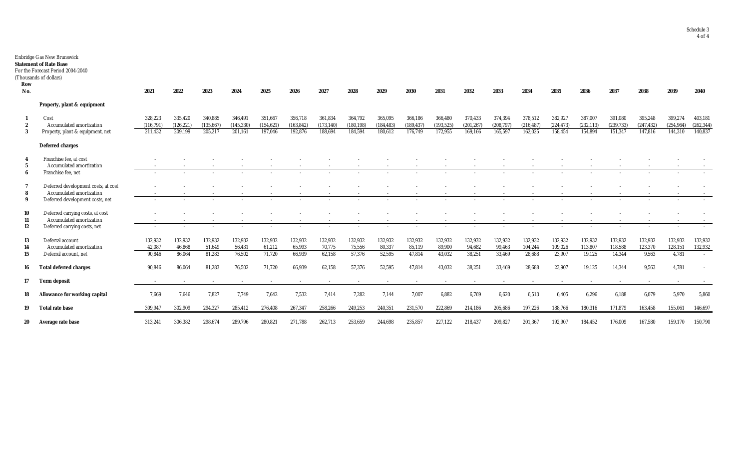Enbridge Gas New Brunswick
**Statement of Rate Base**
For the Forecast Period 2004-2040
(Thousands of dollars)

| Row No. | | 2021 | 2022 | 2023 | 2024 | 2025 | 2026 | 2027 | 2028 | 2029 | 2030 | 2031 | 2032 | 2033 | 2034 | 2035 | 2036 | 2037 | 2038 | 2039 | 2040 |
|---|---|---|---|---|---|---|---|---|---|---|---|---|---|---|---|---|---|---|---|---|---|
| | **Property, plant & equipment** | | | | | | | | | | | | | | | | | | | | |
| 1 | Cost | 328,223 | 335,420 | 340,885 | 346,491 | 351,667 | 356,718 | 361,834 | 364,792 | 365,095 | 366,186 | 366,480 | 370,433 | 374,394 | 378,512 | 382,927 | 387,007 | 391,080 | 395,248 | 399,274 | 403,181 |
| 2 | Accumulated amortization | (116,791) | (126,221) | (135,667) | (145,330) | (154,621) | (163,842) | (173,140) | (180,198) | (184,483) | (189,437) | (193,525) | (201,267) | (208,797) | (216,487) | (224,473) | (232,113) | (239,733) | (247,432) | (254,964) | (262,344) |
| 3 | Property, plant & equipment, net | 211,432 | 209,199 | 205,217 | 201,161 | 197,046 | 192,876 | 188,694 | 184,594 | 180,612 | 176,749 | 172,955 | 169,166 | 165,597 | 162,025 | 158,454 | 154,894 | 151,347 | 147,816 | 144,310 | 140,837 |
| | **Deferred charges** | | | | | | | | | | | | | | | | | | | | |
| 4 | Franchise fee, at cost | - | - | - | - | - | - | - | - | - | - | - | - | - | - | - | - | - | - | - | - |
| 5 | Accumulated amortization | - | - | - | - | - | - | - | - | - | - | - | - | - | - | - | - | - | - | - | - |
| 6 | Franchise fee, net | - | - | - | - | - | - | - | - | - | - | - | - | - | - | - | - | - | - | - | - |
| 7 | Deferred development costs, at cost | - | - | - | - | - | - | - | - | - | - | - | - | - | - | - | - | - | - | - | - |
| 8 | Accumulated amortization | - | - | - | - | - | - | - | - | - | - | - | - | - | - | - | - | - | - | - | - |
| 9 | Deferred development costs, net | - | - | - | - | - | - | - | - | - | - | - | - | - | - | - | - | - | - | - | - |
| 10 | Deferred carrying costs, at cost | - | - | - | - | - | - | - | - | - | - | - | - | - | - | - | - | - | - | - | - |
| 11 | Accumulated amortization | - | - | - | - | - | - | - | - | - | - | - | - | - | - | - | - | - | - | - | - |
| 12 | Deferred carrying costs, net | - | - | - | - | - | - | - | - | - | - | - | - | - | - | - | - | - | - | - | - |
| 13 | Deferral account | 132,932 | 132,932 | 132,932 | 132,932 | 132,932 | 132,932 | 132,932 | 132,932 | 132,932 | 132,932 | 132,932 | 132,932 | 132,932 | 132,932 | 132,932 | 132,932 | 132,932 | 132,932 | 132,932 | 132,932 |
| 14 | Accumulated amortization | 42,087 | 46,868 | 51,649 | 56,431 | 61,212 | 65,993 | 70,775 | 75,556 | 80,337 | 85,119 | 89,900 | 94,682 | 99,463 | 104,244 | 109,026 | 113,807 | 118,588 | 123,370 | 128,151 | 132,932 |
| 15 | Deferral account, net | 90,846 | 86,064 | 81,283 | 76,502 | 71,720 | 66,939 | 62,158 | 57,376 | 52,595 | 47,814 | 43,032 | 38,251 | 33,469 | 28,688 | 23,907 | 19,125 | 14,344 | 9,563 | 4,781 | - |
| 16 | **Total deferred charges** | 90,846 | 86,064 | 81,283 | 76,502 | 71,720 | 66,939 | 62,158 | 57,376 | 52,595 | 47,814 | 43,032 | 38,251 | 33,469 | 28,688 | 23,907 | 19,125 | 14,344 | 9,563 | 4,781 | - |
| 17 | **Term deposit** | - | - | - | - | - | - | - | - | - | - | - | - | - | - | - | - | - | - | - | - |
| 18 | **Allowance for working capital** | 7,669 | 7,646 | 7,827 | 7,749 | 7,642 | 7,532 | 7,414 | 7,282 | 7,144 | 7,007 | 6,882 | 6,769 | 6,620 | 6,513 | 6,405 | 6,296 | 6,188 | 6,079 | 5,970 | 5,860 |
| 19 | **Total rate base** | 309,947 | 302,909 | 294,327 | 285,412 | 276,408 | 267,347 | 258,266 | 249,253 | 240,351 | 231,570 | 222,869 | 214,186 | 205,686 | 197,226 | 188,766 | 180,316 | 171,879 | 163,458 | 155,061 | 146,697 |
| 20 | **Average rate base** | 313,241 | 306,382 | 298,674 | 289,796 | 280,821 | 271,788 | 262,713 | 253,659 | 244,698 | 235,857 | 227,122 | 218,437 | 209,827 | 201,367 | 192,907 | 184,452 | 176,009 | 167,580 | 159,170 | 150,790 |